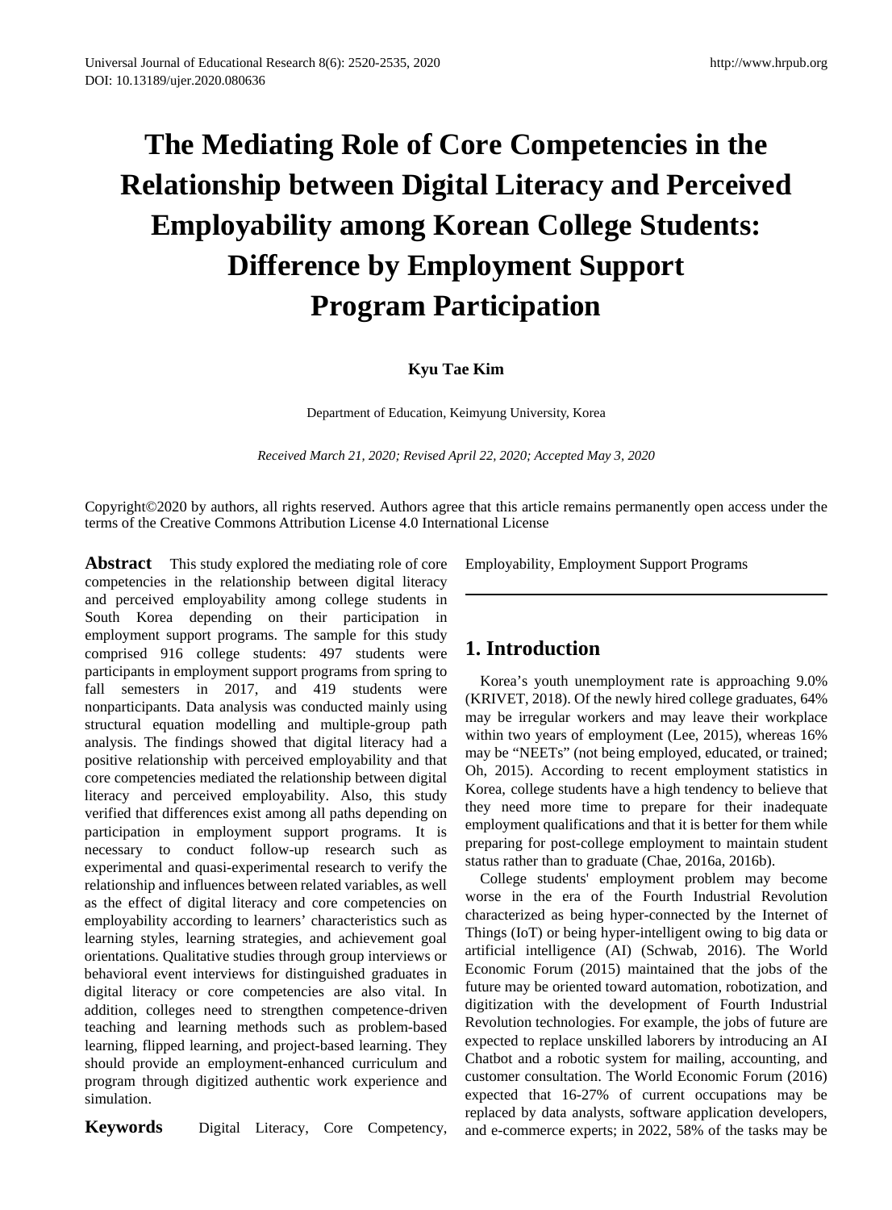# The Mediating Role of Core Competencies in the Relationship between Digital Literacy and Perceived Employability among Korean College Students: Difference by Employment Support Program Participation

**Kyu Tae Kim**

Department of Education, Keimyung University, Korea

*Received March 21, 2020; Revised April 22, 2020; Accepted May 3, 2020*

Copyright©2020 by authors, all rights reserved. Authors agree that this article remains permanently open access under the terms of the Creative Commons Attribution License 4.0 International License

**Abstract** This study explored the mediating role of core competencies in the relationship between digital literacy and perceived employability among college students in South Korea depending on their participation in employment support programs. The sample for this study comprised 916 college students: 497 students were participants in employment support programs from spring to fall semesters in 2017, and 419 students were nonparticipants. Data analysis was conducted mainly using structural equation modelling and multiple-group path analysis. The findings showed that digital literacy had a positive relationship with perceived employability and that core competencies mediated the relationship between digital literacy and perceived employability. Also, this study verified that differences exist among all paths depending on participation in employment support programs. It is necessary to conduct follow-up research such as experimental and quasi-experimental research to verify the relationship and influences between related variables, as well as the effect of digital literacy and core competencies on employability according to learners' characteristics such as learning styles, learning strategies, and achievement goal orientations. Qualitative studies through group interviews or behavioral event interviews for distinguished graduates in digital literacy or core competencies are also vital. In addition, colleges need to strengthen competence-driven teaching and learning methods such as problem-based learning, flipped learning, and project-based learning. They should provide an employment-enhanced curriculum and program through digitized authentic work experience and simulation.

**Keywords** Digital Literacy, Core Competency, Employability, Employment Support Programs

## 1. Introduction

Korea's youth unemployment rate is approaching 9.0% (KRIVET, 2018). Of the newly hired college graduates, 64% may be irregular workers and may leave their workplace within two years of employment (Lee, 2015), whereas 16% may be "NEETs" (not being employed, educated, or trained; Oh, 2015). According to recent employment statistics in Korea, college students have a high tendency to believe that they need more time to prepare for their inadequate employment qualifications and that it is better for them while preparing for post-college employment to maintain student status rather than to graduate (Chae, 2016a, 2016b).

College students' employment problem may become worse in the era of the Fourth Industrial Revolution characterized as being hyper-connected by the Internet of Things (IoT) or being hyper-intelligent owing to big data or artificial intelligence (AI) (Schwab, 2016). The World Economic Forum (2015) maintained that the jobs of the future may be oriented toward automation, robotization, and digitization with the development of Fourth Industrial Revolution technologies. For example, the jobs of future are expected to replace unskilled laborers by introducing an AI Chatbot and a robotic system for mailing, accounting, and customer consultation. The World Economic Forum (2016) expected that 16-27% of current occupations may be replaced by data analysts, software application developers, and e-commerce experts; in 2022, 58% of the tasks may be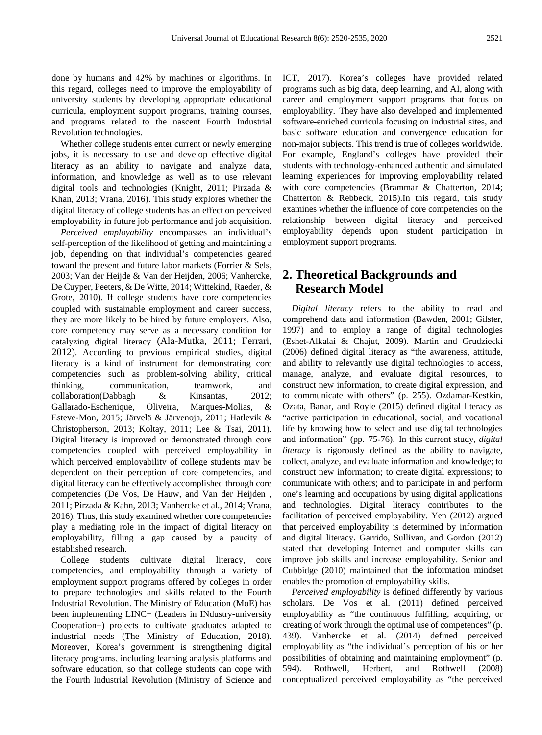done by humans and 42% by machines or algorithms. In this regard, colleges need to improve the employability of university students by developing appropriate educational curricula, employment support programs, training courses, and programs related to the nascent Fourth Industrial Revolution technologies.

Whether college students enter current or newly emerging jobs, it is necessary to use and develop effective digital literacy as an ability to navigate and analyze data, information, and knowledge as well as to use relevant digital tools and technologies (Knight, 2011; Pirzada & Khan, 2013; Vrana, 2016). This study explores whether the digital literacy of college students has an effect on perceived employability in future job performance and job acquisition.

*Perceived employability* encompasses an individual's self-perception of the likelihood of getting and maintaining a job, depending on that individual's competencies geared toward the present and future labor markets (Forrier & Sels, 2003; Van der Heijde & Van der Heijden, 2006; Vanhercke, De Cuyper, Peeters, & De Witte, 2014; Wittekind, Raeder, & Grote, 2010). If college students have core competencies coupled with sustainable employment and career success, they are more likely to be hired by future employers. Also, core competency may serve as a necessary condition for catalyzing digital literacy (Ala-Mutka, 2011; Ferrari, 2012). According to previous empirical studies, digital literacy is a kind of instrument for demonstrating core competencies such as problem-solving ability, critical thinking, communication, teamwork, and collaboration(Dabbagh & Kinsantas, 2012; Gallarado-Eschenique, Oliveira, Marques-Molias, & Esteve-Mon, 2015; Järvelä & Järvenoja, 2011; Hatlevik & Christopherson, 2013; Koltay, 2011; Lee & Tsai, 2011). Digital literacy is improved or demonstrated through core competencies coupled with perceived employability in which perceived employability of college students may be dependent on their perception of core competencies, and digital literacy can be effectively accomplished through core competencies (De Vos, De Hauw, and Van der Heijden , 2011; Pirzada & Kahn, 2013; Vanhercke et al., 2014; Vrana, 2016). Thus, this study examined whether core competencies play a mediating role in the impact of digital literacy on employability, filling a gap caused by a paucity of established research.

College students cultivate digital literacy, core competencies, and employability through a variety of employment support programs offered by colleges in order to prepare technologies and skills related to the Fourth Industrial Revolution. The Ministry of Education (MoE) has been implementing LINC+ (Leaders in INdustry-university Cooperation+) projects to cultivate graduates adapted to industrial needs (The Ministry of Education, 2018). Moreover, Korea's government is strengthening digital literacy programs, including learning analysis platforms and software education, so that college students can cope with the Fourth Industrial Revolution (Ministry of Science and ICT, 2017). Korea's colleges have provided related programs such as big data, deep learning, and AI, along with career and employment support programs that focus on employability. They have also developed and implemented software-enriched curricula focusing on industrial sites, and basic software education and convergence education for non-major subjects. This trend is true of colleges worldwide. For example, England's colleges have provided their students with technology-enhanced authentic and simulated learning experiences for improving employability related with core competencies (Brammar & Chatterton, 2014; Chatterton & Rebbeck, 2015).In this regard, this study examines whether the influence of core competencies on the relationship between digital literacy and perceived employability depends upon student participation in employment support programs.

## 2. Theoretical Backgrounds and Research Model

*Digital literacy* refers to the ability to read and comprehend data and information (Bawden, 2001; Gilster, 1997) and to employ a range of digital technologies (Eshet-Alkalai & Chajut, 2009). Martin and Grudziecki (2006) defined digital literacy as "the awareness, attitude, and ability to relevantly use digital technologies to access, manage, analyze, and evaluate digital resources, to construct new information, to create digital expression, and to communicate with others" (p. 255). Ozdamar-Kestkin, Ozata, Banar, and Royle (2015) defined digital literacy as "active participation in educational, social, and vocational life by knowing how to select and use digital technologies and information" (pp. 75-76). In this current study, *digital literacy* is rigorously defined as the ability to navigate, collect, analyze, and evaluate information and knowledge; to construct new information; to create digital expressions; to communicate with others; and to participate in and perform one's learning and occupations by using digital applications and technologies. Digital literacy contributes to the facilitation of perceived employability. Yen (2012) argued that perceived employability is determined by information and digital literacy. Garrido, Sullivan, and Gordon (2012) stated that developing Internet and computer skills can improve job skills and increase employability. Senior and Cubbidge (2010) maintained that the information mindset enables the promotion of employability skills.

*Perceived employability* is defined differently by various scholars. De Vos et al. (2011) defined perceived employability as "the continuous fulfilling, acquiring, or creating of work through the optimal use of competences" (p. 439). Vanhercke et al. (2014) defined perceived employability as "the individual's perception of his or her possibilities of obtaining and maintaining employment" (p. 594). Rothwell, Herbert, and Rothwell (2008) conceptualized perceived employability as "the perceived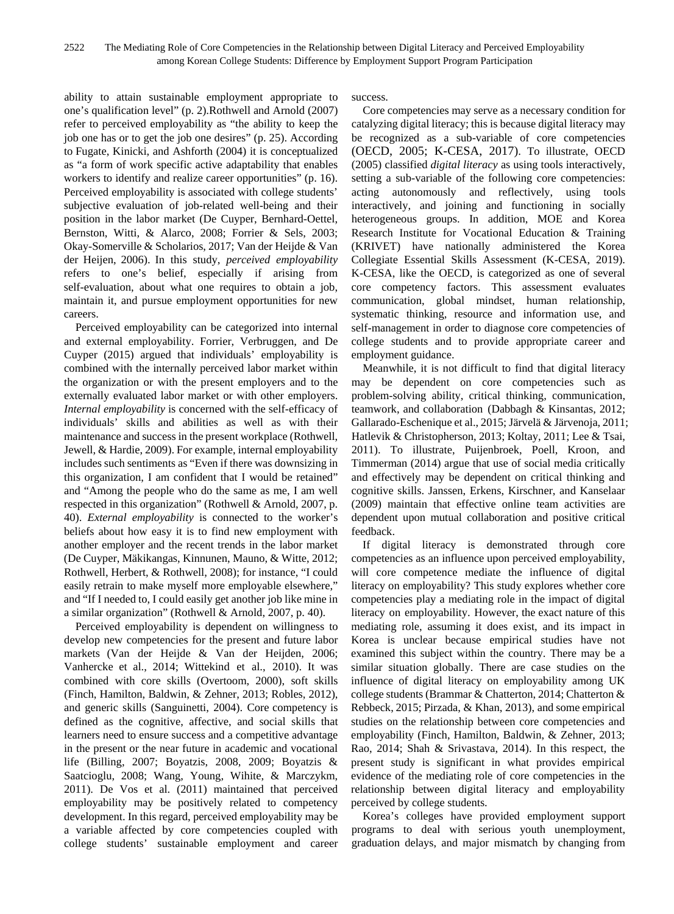ability to attain sustainable employment appropriate to one's qualification level" (p. 2).Rothwell and Arnold (2007) refer to perceived employability as "the ability to keep the job one has or to get the job one desires" (p. 25). According to Fugate, Kinicki, and Ashforth (2004) it is conceptualized as "a form of work specific active adaptability that enables workers to identify and realize career opportunities" (p. 16). Perceived employability is associated with college students' subjective evaluation of job-related well-being and their position in the labor market (De Cuyper, Bernhard-Oettel, Bernston, Witti, & Alarco, 2008; Forrier & Sels, 2003; Okay-Somerville & Scholarios, 2017; Van der Heijde & Van der Heijen, 2006). In this study, *perceived employability* refers to one's belief, especially if arising from self-evaluation, about what one requires to obtain a job, maintain it, and pursue employment opportunities for new careers.

Perceived employability can be categorized into internal and external employability. Forrier, Verbruggen, and De Cuyper (2015) argued that individuals' employability is combined with the internally perceived labor market within the organization or with the present employers and to the externally evaluated labor market or with other employers. *Internal employability* is concerned with the self-efficacy of individuals' skills and abilities as well as with their maintenance and success in the present workplace (Rothwell, Jewell, & Hardie, 2009). For example, internal employability includes such sentiments as "Even if there was downsizing in this organization, I am confident that I would be retained" and "Among the people who do the same as me, I am well respected in this organization" (Rothwell & Arnold, 2007, p. 40). *External employability* is connected to the worker's beliefs about how easy it is to find new employment with another employer and the recent trends in the labor market (De Cuyper, Mäkikangas, Kinnunen, Mauno, & Witte, 2012; Rothwell, Herbert, & Rothwell, 2008); for instance, "I could easily retrain to make myself more employable elsewhere," and "If I needed to, I could easily get another job like mine in a similar organization" (Rothwell & Arnold, 2007, p. 40).

Perceived employability is dependent on willingness to develop new competencies for the present and future labor markets (Van der Heijde & Van der Heijden, 2006; Vanhercke et al., 2014; Wittekind et al., 2010). It was combined with core skills (Overtoom, 2000), soft skills (Finch, Hamilton, Baldwin, & Zehner, 2013; Robles, 2012), and generic skills (Sanguinetti, 2004). Core competency is defined as the cognitive, affective, and social skills that learners need to ensure success and a competitive advantage in the present or the near future in academic and vocational life (Billing, 2007; Boyatzis, 2008, 2009; Boyatzis & Saatcioglu, 2008; Wang, Young, Wihite, & Marczykm, 2011). De Vos et al. (2011) maintained that perceived employability may be positively related to competency development. In this regard, perceived employability may be a variable affected by core competencies coupled with college students' sustainable employment and career success.

Core competencies may serve as a necessary condition for catalyzing digital literacy; this is because digital literacy may be recognized as a sub-variable of core competencies (OECD, 2005; K-CESA, 2017). To illustrate, OECD (2005) classified *digital literacy* as using tools interactively, setting a sub-variable of the following core competencies: acting autonomously and reflectively, using tools interactively, and joining and functioning in socially heterogeneous groups. In addition, MOE and Korea Research Institute for Vocational Education & Training (KRIVET) have nationally administered the Korea Collegiate Essential Skills Assessment (K-CESA, 2019). K-CESA, like the OECD, is categorized as one of several core competency factors. This assessment evaluates communication, global mindset, human relationship, systematic thinking, resource and information use, and self-management in order to diagnose core competencies of college students and to provide appropriate career and employment guidance.

Meanwhile, it is not difficult to find that digital literacy may be dependent on core competencies such as problem-solving ability, critical thinking, communication, teamwork, and collaboration (Dabbagh & Kinsantas, 2012; Gallarado-Eschenique et al., 2015; Järvelä & Järvenoja, 2011; Hatlevik & Christopherson, 2013; Koltay, 2011; Lee & Tsai, 2011). To illustrate, Puijenbroek, Poell, Kroon, and Timmerman (2014) argue that use of social media critically and effectively may be dependent on critical thinking and cognitive skills. Janssen, Erkens, Kirschner, and Kanselaar (2009) maintain that effective online team activities are dependent upon mutual collaboration and positive critical feedback.

If digital literacy is demonstrated through core competencies as an influence upon perceived employability, will core competence mediate the influence of digital literacy on employability? This study explores whether core competencies play a mediating role in the impact of digital literacy on employability. However, the exact nature of this mediating role, assuming it does exist, and its impact in Korea is unclear because empirical studies have not examined this subject within the country. There may be a similar situation globally. There are case studies on the influence of digital literacy on employability among UK college students (Brammar & Chatterton, 2014; Chatterton & Rebbeck, 2015; Pirzada, & Khan, 2013), and some empirical studies on the relationship between core competencies and employability (Finch, Hamilton, Baldwin, & Zehner, 2013; Rao, 2014; Shah & Srivastava, 2014). In this respect, the present study is significant in what provides empirical evidence of the mediating role of core competencies in the relationship between digital literacy and employability perceived by college students.

Korea's colleges have provided employment support programs to deal with serious youth unemployment, graduation delays, and major mismatch by changing from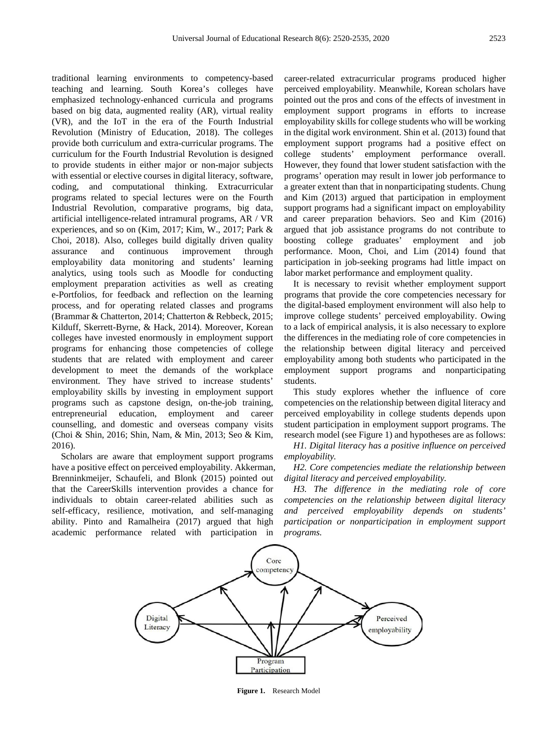traditional learning environments to competency-based teaching and learning. South Korea's colleges have emphasized technology-enhanced curricula and programs based on big data, augmented reality (AR), virtual reality (VR), and the IoT in the era of the Fourth Industrial Revolution (Ministry of Education, 2018). The colleges provide both curriculum and extra-curricular programs. The curriculum for the Fourth Industrial Revolution is designed to provide students in either major or non-major subjects with essential or elective courses in digital literacy, software, coding, and computational thinking. Extracurricular programs related to special lectures were on the Fourth Industrial Revolution, comparative programs, big data, artificial intelligence-related intramural programs, AR / VR experiences, and so on (Kim, 2017; Kim, W., 2017; Park & Choi, 2018). Also, colleges build digitally driven quality assurance and continuous improvement through employability data monitoring and students' learning analytics, using tools such as Moodle for conducting employment preparation activities as well as creating e-Portfolios, for feedback and reflection on the learning process, and for operating related classes and programs (Brammar & Chatterton, 2014; Chatterton & Rebbeck, 2015; Kilduff, Skerrett-Byrne, & Hack, 2014). Moreover, Korean colleges have invested enormously in employment support programs for enhancing those competencies of college students that are related with employment and career development to meet the demands of the workplace environment. They have strived to increase students' employability skills by investing in employment support programs such as capstone design, on-the-job training, entrepreneurial education, employment and career counselling, and domestic and overseas company visits (Choi & Shin, 2016; Shin, Nam, & Min, 2013; Seo & Kim, 2016).

Scholars are aware that employment support programs have a positive effect on perceived employability. Akkerman, Brenninkmeijer, Schaufeli, and Blonk (2015) pointed out that the CareerSkills intervention provides a chance for individuals to obtain career-related abilities such as self-efficacy, resilience, motivation, and self-managing ability. Pinto and Ramalheira (2017) argued that high academic performance related with participation in career-related extracurricular programs produced higher perceived employability. Meanwhile, Korean scholars have pointed out the pros and cons of the effects of investment in employment support programs in efforts to increase employability skills for college students who will be working in the digital work environment. Shin et al. (2013) found that employment support programs had a positive effect on college students' employment performance overall. However, they found that lower student satisfaction with the programs' operation may result in lower job performance to a greater extent than that in nonparticipating students. Chung and Kim (2013) argued that participation in employment support programs had a significant impact on employability and career preparation behaviors. Seo and Kim (2016) argued that job assistance programs do not contribute to boosting college graduates' employment and job performance. Moon, Choi, and Lim (2014) found that participation in job-seeking programs had little impact on labor market performance and employment quality.

It is necessary to revisit whether employment support programs that provide the core competencies necessary for the digital-based employment environment will also help to improve college students' perceived employability. Owing to a lack of empirical analysis, it is also necessary to explore the differences in the mediating role of core competencies in the relationship between digital literacy and perceived employability among both students who participated in the employment support programs and nonparticipating students.

This study explores whether the influence of core competencies on the relationship between digital literacy and perceived employability in college students depends upon student participation in employment support programs. The research model (see Figure 1) and hypotheses are as follows:

*H1. Digital literacy has a positive influence on perceived employability.*

*H2. Core competencies mediate the relationship between digital literacy and perceived employability.*

*H3. The difference in the mediating role of core competencies on the relationship between digital literacy and perceived employability depends on students' participation or nonparticipation in employment support programs.*

**Figure 1.** Research Model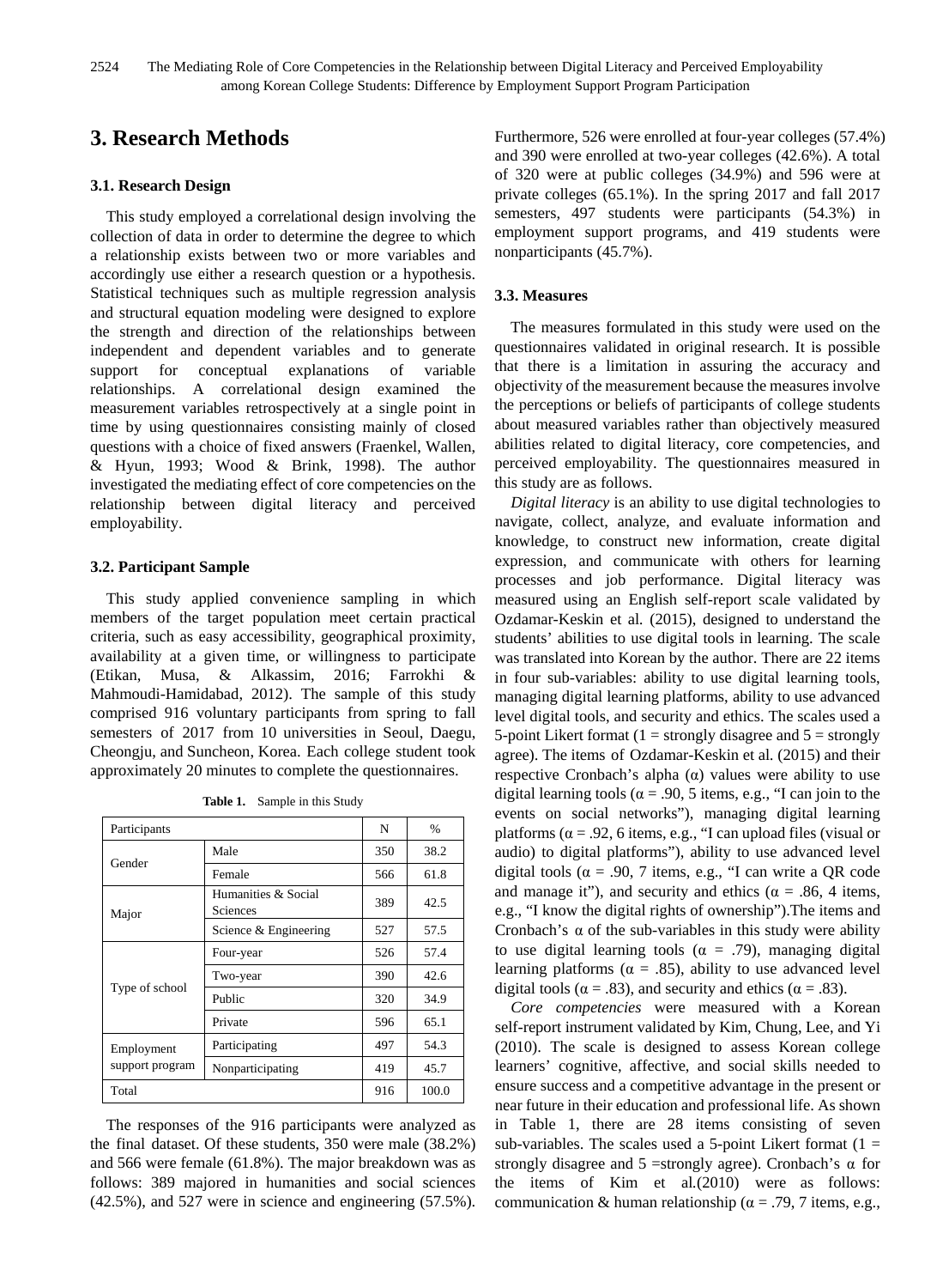# 3. Research Methods

### 3.1. Research Design

This study employed a correlational design involving the collection of data in order to determine the degree to which a relationship exists between two or more variables and accordingly use either a research question or a hypothesis. Statistical techniques such as multiple regression analysis and structural equation modeling were designed to explore the strength and direction of the relationships between independent and dependent variables and to generate support for conceptual explanations of variable relationships. A correlational design examined the measurement variables retrospectively at a single point in time by using questionnaires consisting mainly of closed questions with a choice of fixed answers (Fraenkel, Wallen, & Hyun, 1993; Wood & Brink, 1998). The author investigated the mediating effect of core competencies on the relationship between digital literacy and perceived employability.

### 3.2. Participant Sample

This study applied convenience sampling in which members of the target population meet certain practical criteria, such as easy accessibility, geographical proximity, availability at a given time, or willingness to participate (Etikan, Musa, & Alkassim, 2016; Farrokhi & Mahmoudi-Hamidabad, 2012). The sample of this study comprised 916 voluntary participants from spring to fall semesters of 2017 from 10 universities in Seoul, Daegu, Cheongju, and Suncheon, Korea. Each college student took approximately 20 minutes to complete the questionnaires.

**Table 1.** Sample in this Study

| Participants | | N | % |
|---|---|---|---|
| Gender | Male | 350 | 38.2 |
| | Female | 566 | 61.8 |
| Major | Humanities & Social Sciences | 389 | 42.5 |
| | Science & Engineering | 527 | 57.5 |
| Type of school | Four-year | 526 | 57.4 |
| | Two-year | 390 | 42.6 |
| | Public | 320 | 34.9 |
| | Private | 596 | 65.1 |
| Employment support program | Participating | 497 | 54.3 |
| | Nonparticipating | 419 | 45.7 |
| Total | | 916 | 100.0 |

The responses of the 916 participants were analyzed as the final dataset. Of these students, 350 were male (38.2%) and 566 were female (61.8%). The major breakdown was as follows: 389 majored in humanities and social sciences (42.5%), and 527 were in science and engineering (57.5%). Furthermore, 526 were enrolled at four-year colleges (57.4%) and 390 were enrolled at two-year colleges (42.6%). A total of 320 were at public colleges (34.9%) and 596 were at private colleges (65.1%). In the spring 2017 and fall 2017 semesters, 497 students were participants (54.3%) in employment support programs, and 419 students were nonparticipants (45.7%).

### 3.3. Measures

The measures formulated in this study were used on the questionnaires validated in original research. It is possible that there is a limitation in assuring the accuracy and objectivity of the measurement because the measures involve the perceptions or beliefs of participants of college students about measured variables rather than objectively measured abilities related to digital literacy, core competencies, and perceived employability. The questionnaires measured in this study are as follows.

*Digital literacy* is an ability to use digital technologies to navigate, collect, analyze, and evaluate information and knowledge, to construct new information, create digital expression, and communicate with others for learning processes and job performance. Digital literacy was measured using an English self-report scale validated by Ozdamar-Keskin et al. (2015), designed to understand the students' abilities to use digital tools in learning. The scale was translated into Korean by the author. There are 22 items in four sub-variables: ability to use digital learning tools, managing digital learning platforms, ability to use advanced level digital tools, and security and ethics. The scales used a 5-point Likert format (1 = strongly disagree and 5 = strongly agree). The items of Ozdamar-Keskin et al. (2015) and their respective Cronbach's alpha (α) values were ability to use digital learning tools (α = .90, 5 items, e.g., "I can join to the events on social networks"), managing digital learning platforms (α = .92, 6 items, e.g., "I can upload files (visual or audio) to digital platforms"), ability to use advanced level digital tools (α = .90, 7 items, e.g., "I can write a QR code and manage it"), and security and ethics (α = .86, 4 items, e.g., "I know the digital rights of ownership").The items and Cronbach's α of the sub-variables in this study were ability to use digital learning tools (α = .79), managing digital learning platforms (α = .85), ability to use advanced level digital tools (α = .83), and security and ethics (α = .83).

*Core competencies* were measured with a Korean self-report instrument validated by Kim, Chung, Lee, and Yi (2010). The scale is designed to assess Korean college learners' cognitive, affective, and social skills needed to ensure success and a competitive advantage in the present or near future in their education and professional life. As shown in Table 1, there are 28 items consisting of seven sub-variables. The scales used a 5-point Likert format (1 = strongly disagree and 5 =strongly agree). Cronbach's α for the items of Kim et al.(2010) were as follows: communication & human relationship (α = .79, 7 items, e.g.,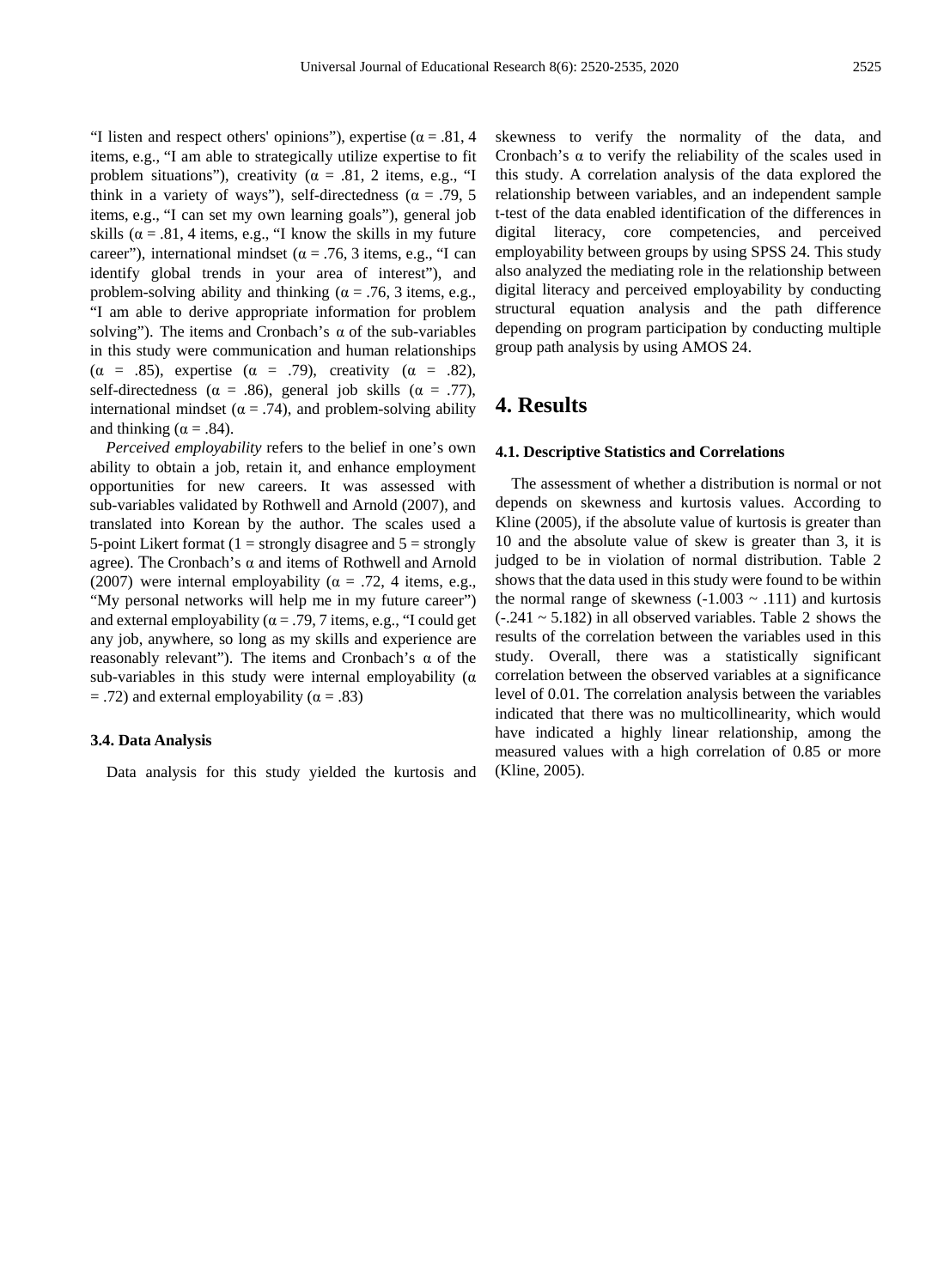"I listen and respect others' opinions"), expertise ($\alpha$ = .81, 4 items, e.g., "I am able to strategically utilize expertise to fit problem situations"), creativity ($\alpha$ = .81, 2 items, e.g., "I think in a variety of ways"), self-directedness ($\alpha$ = .79, 5 items, e.g., "I can set my own learning goals"), general job skills ($\alpha$ = .81, 4 items, e.g., "I know the skills in my future career"), international mindset ($\alpha$ = .76, 3 items, e.g., "I can identify global trends in your area of interest"), and problem-solving ability and thinking ($\alpha$ = .76, 3 items, e.g., "I am able to derive appropriate information for problem solving"). The items and Cronbach's $\alpha$ of the sub-variables in this study were communication and human relationships ($\alpha$ = .85), expertise ($\alpha$ = .79), creativity ($\alpha$ = .82), self-directedness ($\alpha$ = .86), general job skills ($\alpha$ = .77), international mindset ($\alpha$ = .74), and problem-solving ability and thinking ($\alpha$ = .84).

*Perceived employability* refers to the belief in one's own ability to obtain a job, retain it, and enhance employment opportunities for new careers. It was assessed with sub-variables validated by Rothwell and Arnold (2007), and translated into Korean by the author. The scales used a 5-point Likert format (1 = strongly disagree and 5 = strongly agree). The Cronbach's $\alpha$ and items of Rothwell and Arnold (2007) were internal employability ($\alpha$ = .72, 4 items, e.g., "My personal networks will help me in my future career") and external employability ($\alpha$ = .79, 7 items, e.g., "I could get any job, anywhere, so long as my skills and experience are reasonably relevant"). The items and Cronbach's $\alpha$ of the sub-variables in this study were internal employability ($\alpha$ = .72) and external employability ($\alpha$ = .83)

### 3.4. Data Analysis

Data analysis for this study yielded the kurtosis and skewness to verify the normality of the data, and Cronbach's $\alpha$ to verify the reliability of the scales used in this study. A correlation analysis of the data explored the relationship between variables, and an independent sample t-test of the data enabled identification of the differences in digital literacy, core competencies, and perceived employability between groups by using SPSS 24. This study also analyzed the mediating role in the relationship between digital literacy and perceived employability by conducting structural equation analysis and the path difference depending on program participation by conducting multiple group path analysis by using AMOS 24.

## 4. Results

### 4.1. Descriptive Statistics and Correlations

The assessment of whether a distribution is normal or not depends on skewness and kurtosis values. According to Kline (2005), if the absolute value of kurtosis is greater than 10 and the absolute value of skew is greater than 3, it is judged to be in violation of normal distribution. Table 2 shows that the data used in this study were found to be within the normal range of skewness (-1.003 ~ .111) and kurtosis (-.241 ~ 5.182) in all observed variables. Table 2 shows the results of the correlation between the variables used in this study. Overall, there was a statistically significant correlation between the observed variables at a significance level of 0.01. The correlation analysis between the variables indicated that there was no multicollinearity, which would have indicated a highly linear relationship, among the measured values with a high correlation of 0.85 or more (Kline, 2005).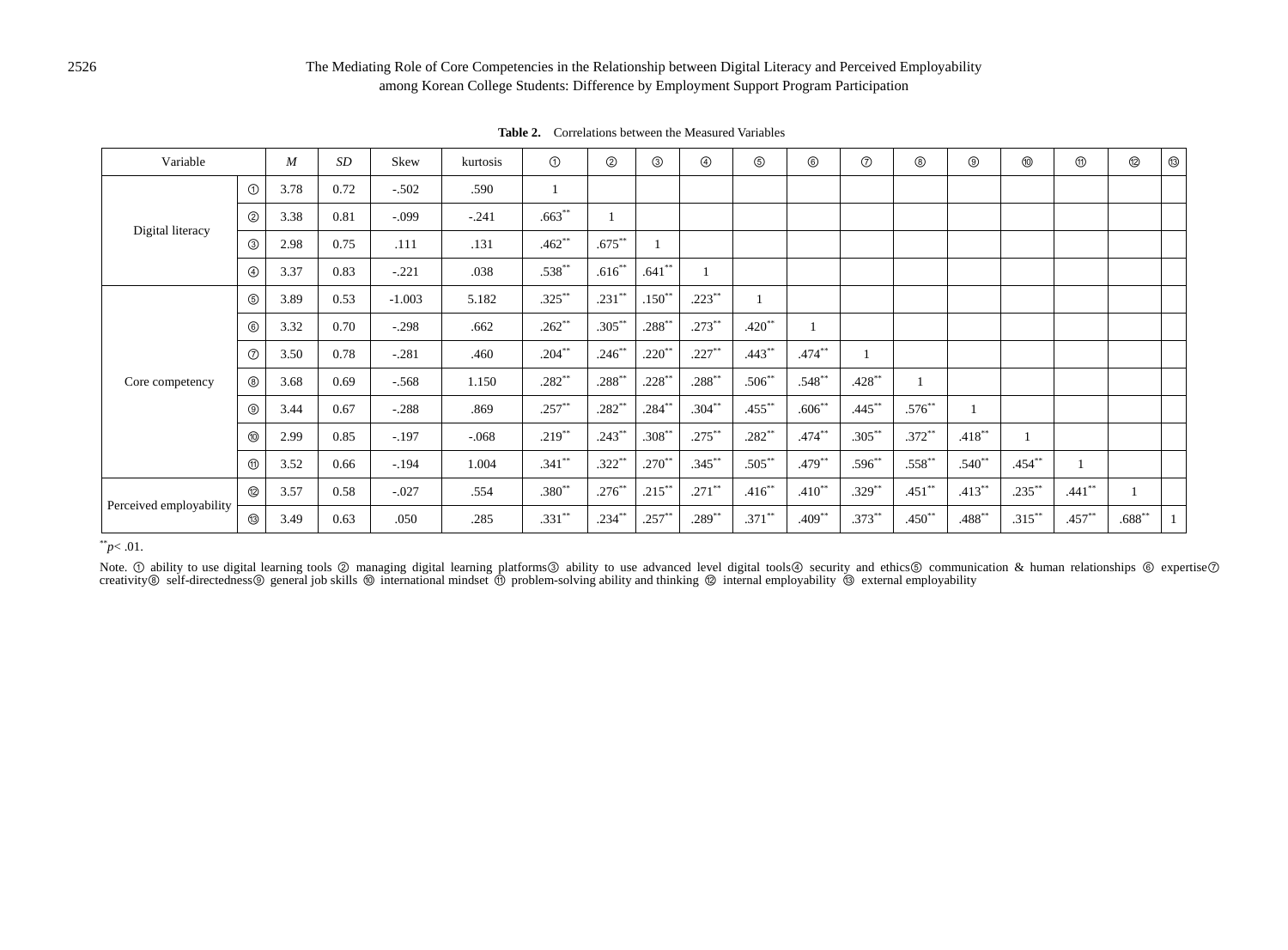**Table 2.** Correlations between the Measured Variables

| Variable | | *M* | *SD* | Skew | kurtosis | ① | ② | ③ | ④ | ⑤ | ⑥ | ⑦ | ⑧ | ⑨ | ⑩ | ⑪ | ⑫ | ⑬ |
|---|---|---|---|---|---|---|---|---|---|---|---|---|---|---|---|---|---|---|
| Digital literacy | ① | 3.78 | 0.72 | -.502 | .590 | 1 | | | | | | | | | | | | |
| | ② | 3.38 | 0.81 | -.099 | -.241 | .663** | 1 | | | | | | | | | | | |
| | ③ | 2.98 | 0.75 | .111 | .131 | .462** | .675** | 1 | | | | | | | | | | |
| | ④ | 3.37 | 0.83 | -.221 | .038 | .538** | .616** | .641** | 1 | | | | | | | | | |
| Core competency | ⑤ | 3.89 | 0.53 | -1.003 | 5.182 | .325** | .231** | .150** | .223** | 1 | | | | | | | | |
| | ⑥ | 3.32 | 0.70 | -.298 | .662 | .262** | .305** | .288** | .273** | .420** | 1 | | | | | | | |
| | ⑦ | 3.50 | 0.78 | -.281 | .460 | .204** | .246** | .220** | .227** | .443** | .474** | 1 | | | | | | |
| | ⑧ | 3.68 | 0.69 | -.568 | 1.150 | .282** | .288** | .228** | .288** | .506** | .548** | .428** | 1 | | | | | |
| | ⑨ | 3.44 | 0.67 | -.288 | .869 | .257** | .282** | .284** | .304** | .455** | .606** | .445** | .576** | 1 | | | | |
| | ⑩ | 2.99 | 0.85 | -.197 | -.068 | .219** | .243** | .308** | .275** | .282** | .474** | .305** | .372** | .418** | 1 | | | |
| | ⑪ | 3.52 | 0.66 | -.194 | 1.004 | .341** | .322** | .270** | .345** | .505** | .479** | .596** | .558** | .540** | .454** | 1 | | |
| Perceived employability | ⑫ | 3.57 | 0.58 | -.027 | .554 | .380** | .276** | .215** | .271** | .416** | .410** | .329** | .451** | .413** | .235** | .441** | 1 | |
| | ⑬ | 3.49 | 0.63 | .050 | .285 | .331** | .234** | .257** | .289** | .371** | .409** | .373** | .450** | .488** | .315** | .457** | .688** | 1 |

**$p < .01$.

Note. ① ability to use digital learning tools ② managing digital learning platforms③ ability to use advanced level digital tools④ security and ethics⑤ communication & human relationships ⑥ expertise⑦ creativity⑧ self-directedness⑨ general job skills ⑩ international mindset ⑪ problem-solving ability and thinking ⑫ internal employability ⑬ external employability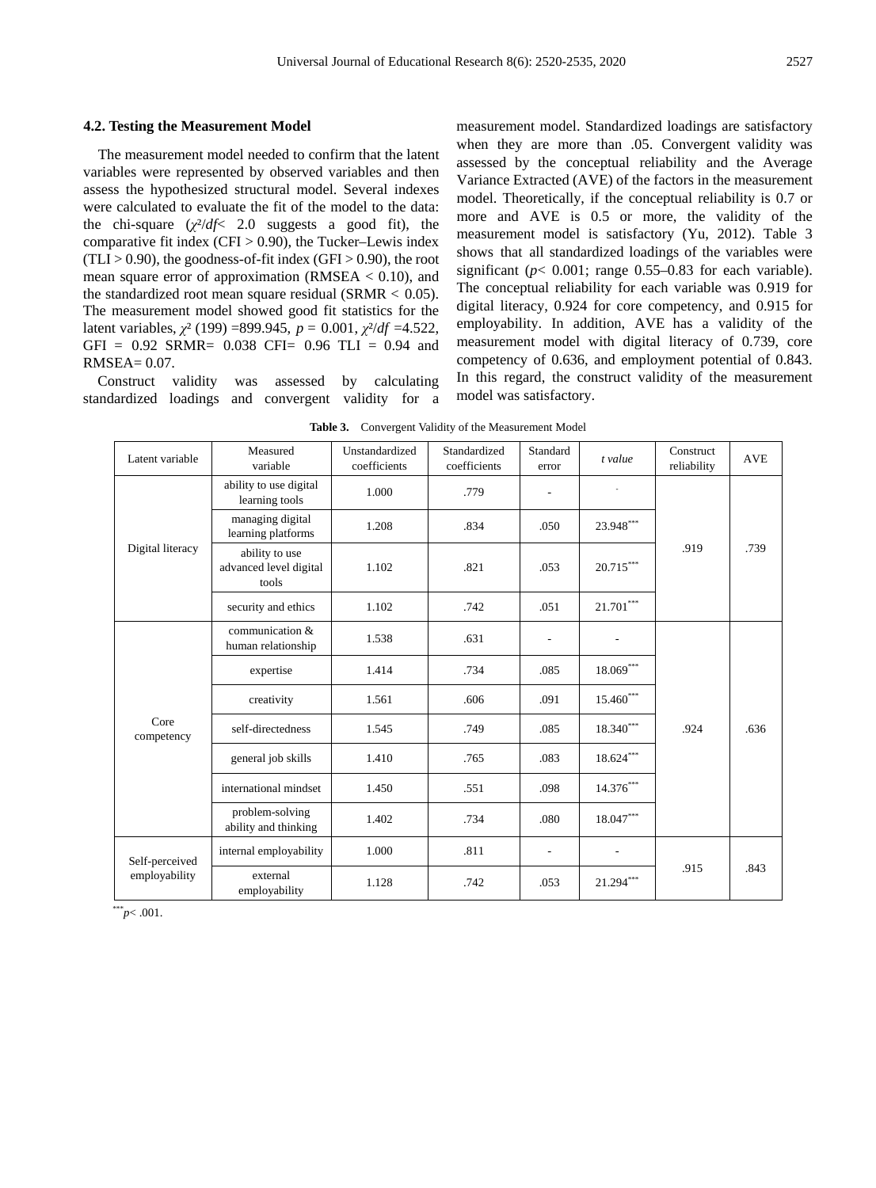### 4.2. Testing the Measurement Model

The measurement model needed to confirm that the latent variables were represented by observed variables and then assess the hypothesized structural model. Several indexes were calculated to evaluate the fit of the model to the data: the chi-square ($\chi^2/df < 2.0$ suggests a good fit), the comparative fit index (CFI > 0.90), the Tucker–Lewis index (TLI > 0.90), the goodness-of-fit index (GFI > 0.90), the root mean square error of approximation (RMSEA < 0.10), and the standardized root mean square residual (SRMR < 0.05). The measurement model showed good fit statistics for the latent variables, $\chi^2$ (199) =899.945, $p$ = 0.001, $\chi^2/df$ =4.522, GFI = 0.92 SRMR= 0.038 CFI= 0.96 TLI = 0.94 and RMSEA= 0.07.

Construct validity was assessed by calculating standardized loadings and convergent validity for a measurement model. Standardized loadings are satisfactory when they are more than .05. Convergent validity was assessed by the conceptual reliability and the Average Variance Extracted (AVE) of the factors in the measurement model. Theoretically, if the conceptual reliability is 0.7 or more and AVE is 0.5 or more, the validity of the measurement model is satisfactory (Yu, 2012). Table 3 shows that all standardized loadings of the variables were significant ($p$< 0.001; range 0.55–0.83 for each variable). The conceptual reliability for each variable was 0.919 for digital literacy, 0.924 for core competency, and 0.915 for employability. In addition, AVE has a validity of the measurement model with digital literacy of 0.739, core competency of 0.636, and employment potential of 0.843. In this regard, the construct validity of the measurement model was satisfactory.

**Table 3.** Convergent Validity of the Measurement Model

| Latent variable | Measured variable | Unstandardized coefficients | Standardized coefficients | Standard error | *t value* | Construct reliability | AVE |
|---|---|---|---|---|---|---|---|
| Digital literacy | ability to use digital learning tools | 1.000 | .779 | - | - | .919 | .739 |
| | managing digital learning platforms | 1.208 | .834 | .050 | 23.948*** | | |
| | ability to use advanced level digital tools | 1.102 | .821 | .053 | 20.715*** | | |
| | security and ethics | 1.102 | .742 | .051 | 21.701*** | | |
| Core competency | communication & human relationship | 1.538 | .631 | - | - | .924 | .636 |
| | expertise | 1.414 | .734 | .085 | 18.069*** | | |
| | creativity | 1.561 | .606 | .091 | 15.460*** | | |
| | self-directedness | 1.545 | .749 | .085 | 18.340*** | | |
| | general job skills | 1.410 | .765 | .083 | 18.624*** | | |
| | international mindset | 1.450 | .551 | .098 | 14.376*** | | |
| | problem-solving ability and thinking | 1.402 | .734 | .080 | 18.047*** | | |
| Self-perceived employability | internal employability | 1.000 | .811 | - | - | .915 | .843 |
| | external employability | 1.128 | .742 | .053 | 21.294*** | | |

***$p$< .001.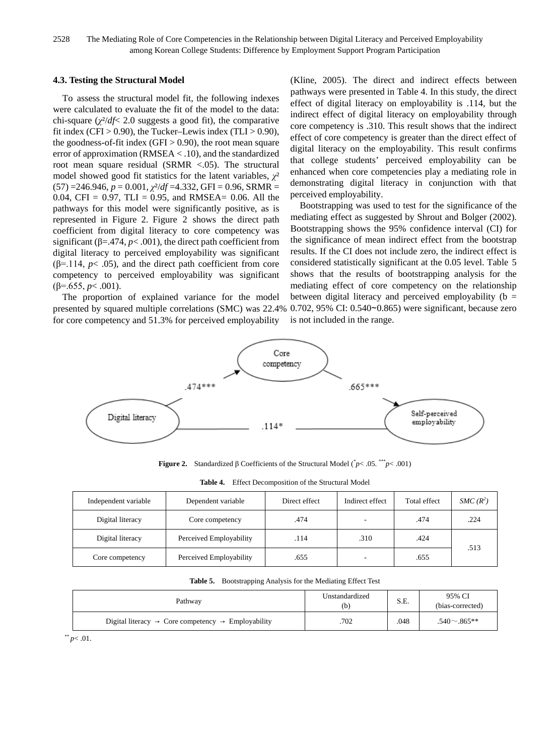### 4.3. Testing the Structural Model

To assess the structural model fit, the following indexes were calculated to evaluate the fit of the model to the data: chi-square ($\chi^2/df < 2.0$ suggests a good fit), the comparative fit index (CFI > 0.90), the Tucker–Lewis index (TLI > 0.90), the goodness-of-fit index (GFI > 0.90), the root mean square error of approximation (RMSEA < .10), and the standardized root mean square residual (SRMR <.05). The structural model showed good fit statistics for the latent variables, $\chi^2$ (57) =246.946, $p$ = 0.001, $\chi^2/df$ =4.332, GFI = 0.96, SRMR = 0.04, CFI = 0.97, TLI = 0.95, and RMSEA= 0.06. All the pathways for this model were significantly positive, as is represented in Figure 2. Figure 2 shows the direct path coefficient from digital literacy to core competency was significant (β=.474, $p$< .001), the direct path coefficient from digital literacy to perceived employability was significant (β=.114, $p$< .05), and the direct path coefficient from core competency to perceived employability was significant (β=.655, $p$< .001).

The proportion of explained variance for the model presented by squared multiple correlations (SMC) was 22.4% for core competency and 51.3% for perceived employability (Kline, 2005). The direct and indirect effects between pathways were presented in Table 4. In this study, the direct effect of digital literacy on employability is .114, but the indirect effect of digital literacy on employability through core competency is .310. This result shows that the indirect effect of core competency is greater than the direct effect of digital literacy on the employability. This result confirms that college students' perceived employability can be enhanced when core competencies play a mediating role in demonstrating digital literacy in conjunction with that perceived employability.

Bootstrapping was used to test for the significance of the mediating effect as suggested by Shrout and Bolger (2002). Bootstrapping shows the 95% confidence interval (CI) for the significance of mean indirect effect from the bootstrap results. If the CI does not include zero, the indirect effect is considered statistically significant at the 0.05 level. Table 5 shows that the results of bootstrapping analysis for the mediating effect of core competency on the relationship between digital literacy and perceived employability (b = 0.702, 95% CI: 0.540~0.865) were significant, because zero is not included in the range.

Core competency; Digital literacy → Core competency: .474***; Core competency → Self-perceived employability: .665***; Digital literacy → Self-perceived employability: .114*

**Figure 2.** Standardized β Coefficients of the Structural Model (*$p$< .05. ***$p$< .001)

**Table 4.** Effect Decomposition of the Structural Model

| Independent variable | Dependent variable | Direct effect | Indirect effect | Total effect | *SMC ($R^2$)* |
|---|---|---|---|---|---|
| Digital literacy | Core competency | .474 | - | .474 | .224 |
| Digital literacy | Perceived Employability | .114 | .310 | .424 | .513 |
| Core competency | Perceived Employability | .655 | - | .655 | |

**Table 5.** Bootstrapping Analysis for the Mediating Effect Test

| Pathway | Unstandardized (b) | S.E. | 95% CI (bias-corrected) |
|---|---|---|---|
| Digital literacy → Core competency → Employability | .702 | .048 | .540～.865** |

** $p$< .01.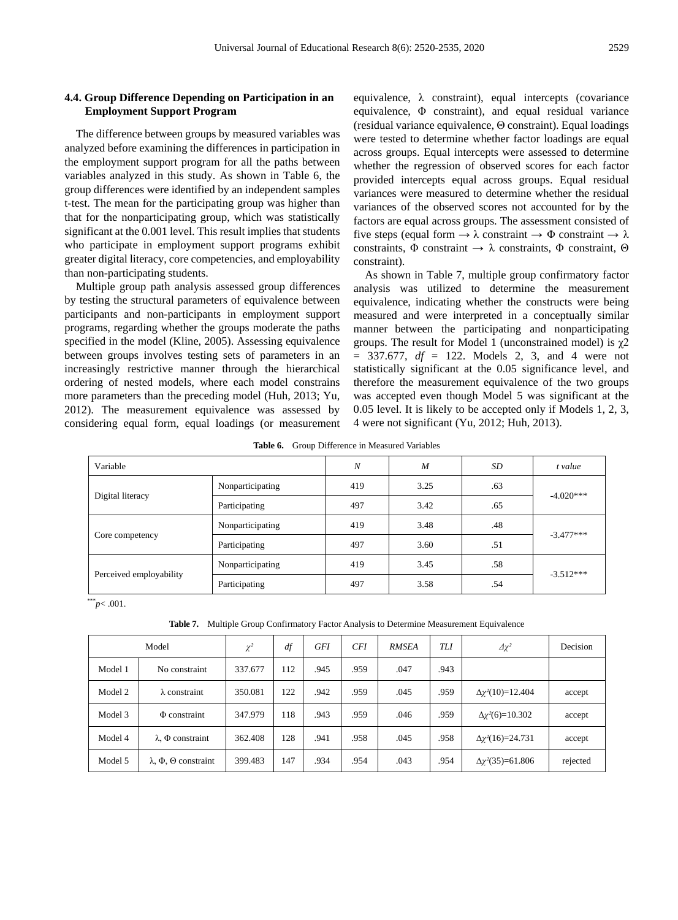### 4.4. Group Difference Depending on Participation in an Employment Support Program

The difference between groups by measured variables was analyzed before examining the differences in participation in the employment support program for all the paths between variables analyzed in this study. As shown in Table 6, the group differences were identified by an independent samples t-test. The mean for the participating group was higher than that for the nonparticipating group, which was statistically significant at the 0.001 level. This result implies that students who participate in employment support programs exhibit greater digital literacy, core competencies, and employability than non-participating students.

Multiple group path analysis assessed group differences by testing the structural parameters of equivalence between participants and non-participants in employment support programs, regarding whether the groups moderate the paths specified in the model (Kline, 2005). Assessing equivalence between groups involves testing sets of parameters in an increasingly restrictive manner through the hierarchical ordering of nested models, where each model constrains more parameters than the preceding model (Huh, 2013; Yu, 2012). The measurement equivalence was assessed by considering equal form, equal loadings (or measurement equivalence, λ constraint), equal intercepts (covariance equivalence, Φ constraint), and equal residual variance (residual variance equivalence, Θ constraint). Equal loadings were tested to determine whether factor loadings are equal across groups. Equal intercepts were assessed to determine whether the regression of observed scores for each factor provided intercepts equal across groups. Equal residual variances were measured to determine whether the residual variances of the observed scores not accounted for by the factors are equal across groups. The assessment consisted of five steps (equal form → λ constraint → Φ constraint → λ constraints, Φ constraint → λ constraints, Φ constraint, Θ constraint).

As shown in Table 7, multiple group confirmatory factor analysis was utilized to determine the measurement equivalence, indicating whether the constructs were being measured and were interpreted in a conceptually similar manner between the participating and nonparticipating groups. The result for Model 1 (unconstrained model) is $\chi 2 = 337.677$, $df = 122$. Models 2, 3, and 4 were not statistically significant at the 0.05 significance level, and therefore the measurement equivalence of the two groups was accepted even though Model 5 was significant at the 0.05 level. It is likely to be accepted only if Models 1, 2, 3, 4 were not significant (Yu, 2012; Huh, 2013).

**Table 6.** Group Difference in Measured Variables

| Variable | | *N* | *M* | *SD* | *t value* |
|---|---|---|---|---|---|
| Digital literacy | Nonparticipating | 419 | 3.25 | .63 | -4.020*** |
| | Participating | 497 | 3.42 | .65 | |
| Core competency | Nonparticipating | 419 | 3.48 | .48 | -3.477*** |
| | Participating | 497 | 3.60 | .51 | |
| Perceived employability | Nonparticipating | 419 | 3.45 | .58 | -3.512*** |
| | Participating | 497 | 3.58 | .54 | |

***$p < .001$.

**Table 7.** Multiple Group Confirmatory Factor Analysis to Determine Measurement Equivalence

| Model | | $\chi^2$ | *df* | *GFI* | *CFI* | *RMSEA* | *TLI* | $\Delta\chi^2$ | Decision |
|---|---|---|---|---|---|---|---|---|---|
| Model 1 | No constraint | 337.677 | 112 | .945 | .959 | .047 | .943 | | |
| Model 2 | λ constraint | 350.081 | 122 | .942 | .959 | .045 | .959 | $\Delta\chi^2(10)=12.404$ | accept |
| Model 3 | Φ constraint | 347.979 | 118 | .943 | .959 | .046 | .959 | $\Delta\chi^2(6)=10.302$ | accept |
| Model 4 | λ, Φ constraint | 362.408 | 128 | .941 | .958 | .045 | .958 | $\Delta\chi^2(16)=24.731$ | accept |
| Model 5 | λ, Φ, Θ constraint | 399.483 | 147 | .934 | .954 | .043 | .954 | $\Delta\chi^2(35)=61.806$ | rejected |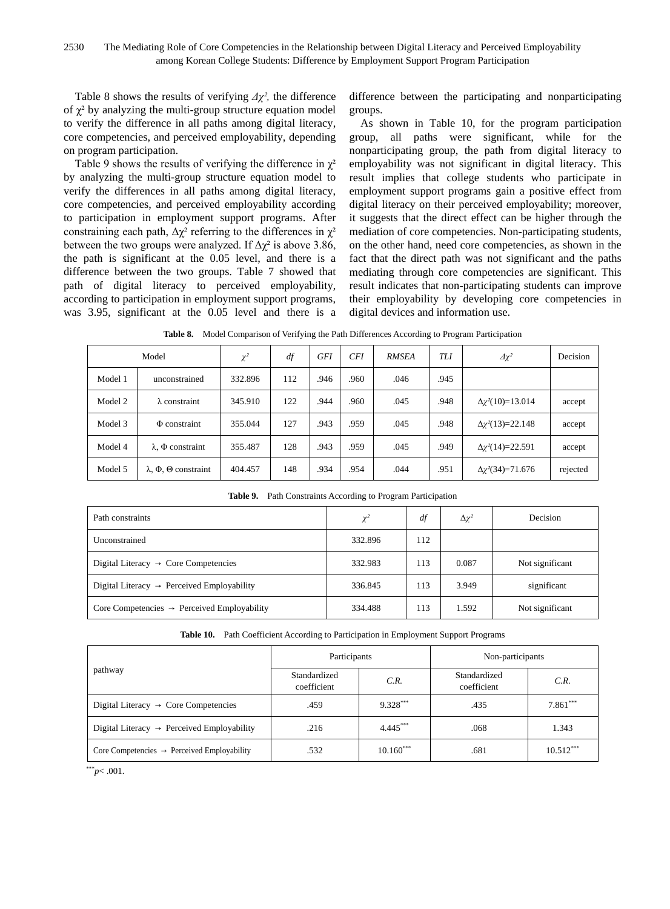Table 8 shows the results of verifying $\Delta\chi^2$, the difference of $\chi^2$ by analyzing the multi-group structure equation model to verify the difference in all paths among digital literacy, core competencies, and perceived employability, depending on program participation.

Table 9 shows the results of verifying the difference in $\chi^2$ by analyzing the multi-group structure equation model to verify the differences in all paths among digital literacy, core competencies, and perceived employability according to participation in employment support programs. After constraining each path, $\Delta\chi^2$ referring to the differences in $\chi^2$ between the two groups were analyzed. If $\Delta\chi^2$ is above 3.86, the path is significant at the 0.05 level, and there is a difference between the two groups. Table 7 showed that path of digital literacy to perceived employability, according to participation in employment support programs, was 3.95, significant at the 0.05 level and there is a difference between the participating and nonparticipating groups.

As shown in Table 10, for the program participation group, all paths were significant, while for the nonparticipating group, the path from digital literacy to employability was not significant in digital literacy. This result implies that college students who participate in employment support programs gain a positive effect from digital literacy on their perceived employability; moreover, it suggests that the direct effect can be higher through the mediation of core competencies. Non-participating students, on the other hand, need core competencies, as shown in the fact that the direct path was not significant and the paths mediating through core competencies are significant. This result indicates that non-participating students can improve their employability by developing core competencies in digital devices and information use.

**Table 8.** Model Comparison of Verifying the Path Differences According to Program Participation

| Model | | $\chi^2$ | *df* | *GFI* | *CFI* | *RMSEA* | *TLI* | $\Delta\chi^2$ | Decision |
|---|---|---|---|---|---|---|---|---|---|
| Model 1 | unconstrained | 332.896 | 112 | .946 | .960 | .046 | .945 | | |
| Model 2 | λ constraint | 345.910 | 122 | .944 | .960 | .045 | .948 | $\Delta\chi^2(10)=13.014$ | accept |
| Model 3 | Φ constraint | 355.044 | 127 | .943 | .959 | .045 | .948 | $\Delta\chi^2(13)=22.148$ | accept |
| Model 4 | λ, Φ constraint | 355.487 | 128 | .943 | .959 | .045 | .949 | $\Delta\chi^2(14)=22.591$ | accept |
| Model 5 | λ, Φ, Θ constraint | 404.457 | 148 | .934 | .954 | .044 | .951 | $\Delta\chi^2(34)=71.676$ | rejected |

**Table 9.** Path Constraints According to Program Participation

| Path constraints | $\chi^2$ | *df* | $\Delta\chi^2$ | Decision |
|---|---|---|---|---|
| Unconstrained | 332.896 | 112 | | |
| Digital Literacy → Core Competencies | 332.983 | 113 | 0.087 | Not significant |
| Digital Literacy → Perceived Employability | 336.845 | 113 | 3.949 | significant |
| Core Competencies → Perceived Employability | 334.488 | 113 | 1.592 | Not significant |

**Table 10.** Path Coefficient According to Participation in Employment Support Programs

| pathway | Participants | | Non-participants | |
|---|---|---|---|---|
| | Standardized coefficient | *C.R.* | Standardized coefficient | *C.R.* |
| Digital Literacy → Core Competencies | .459 | 9.328*** | .435 | 7.861*** |
| Digital Literacy → Perceived Employability | .216 | 4.445*** | .068 | 1.343 |
| Core Competencies → Perceived Employability | .532 | 10.160*** | .681 | 10.512*** |

***$p < .001$.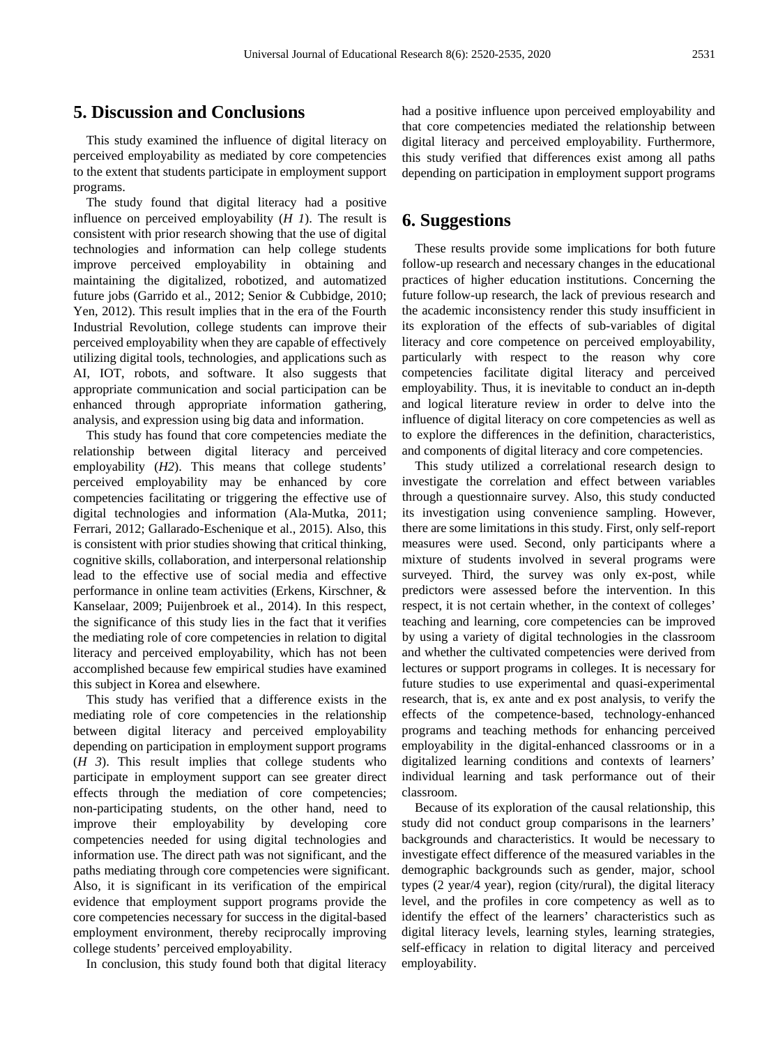## 5. Discussion and Conclusions

This study examined the influence of digital literacy on perceived employability as mediated by core competencies to the extent that students participate in employment support programs.

The study found that digital literacy had a positive influence on perceived employability (*H 1*). The result is consistent with prior research showing that the use of digital technologies and information can help college students improve perceived employability in obtaining and maintaining the digitalized, robotized, and automatized future jobs (Garrido et al., 2012; Senior & Cubbidge, 2010; Yen, 2012). This result implies that in the era of the Fourth Industrial Revolution, college students can improve their perceived employability when they are capable of effectively utilizing digital tools, technologies, and applications such as AI, IOT, robots, and software. It also suggests that appropriate communication and social participation can be enhanced through appropriate information gathering, analysis, and expression using big data and information.

This study has found that core competencies mediate the relationship between digital literacy and perceived employability (*H2*). This means that college students' perceived employability may be enhanced by core competencies facilitating or triggering the effective use of digital technologies and information (Ala-Mutka, 2011; Ferrari, 2012; Gallarado-Eschenique et al., 2015). Also, this is consistent with prior studies showing that critical thinking, cognitive skills, collaboration, and interpersonal relationship lead to the effective use of social media and effective performance in online team activities (Erkens, Kirschner, & Kanselaar, 2009; Puijenbroek et al., 2014). In this respect, the significance of this study lies in the fact that it verifies the mediating role of core competencies in relation to digital literacy and perceived employability, which has not been accomplished because few empirical studies have examined this subject in Korea and elsewhere.

This study has verified that a difference exists in the mediating role of core competencies in the relationship between digital literacy and perceived employability depending on participation in employment support programs (*H 3*). This result implies that college students who participate in employment support can see greater direct effects through the mediation of core competencies; non-participating students, on the other hand, need to improve their employability by developing core competencies needed for using digital technologies and information use. The direct path was not significant, and the paths mediating through core competencies were significant. Also, it is significant in its verification of the empirical evidence that employment support programs provide the core competencies necessary for success in the digital-based employment environment, thereby reciprocally improving college students' perceived employability.

In conclusion, this study found both that digital literacy had a positive influence upon perceived employability and that core competencies mediated the relationship between digital literacy and perceived employability. Furthermore, this study verified that differences exist among all paths depending on participation in employment support programs

## 6. Suggestions

These results provide some implications for both future follow-up research and necessary changes in the educational practices of higher education institutions. Concerning the future follow-up research, the lack of previous research and the academic inconsistency render this study insufficient in its exploration of the effects of sub-variables of digital literacy and core competence on perceived employability, particularly with respect to the reason why core competencies facilitate digital literacy and perceived employability. Thus, it is inevitable to conduct an in-depth and logical literature review in order to delve into the influence of digital literacy on core competencies as well as to explore the differences in the definition, characteristics, and components of digital literacy and core competencies.

This study utilized a correlational research design to investigate the correlation and effect between variables through a questionnaire survey. Also, this study conducted its investigation using convenience sampling. However, there are some limitations in this study. First, only self-report measures were used. Second, only participants where a mixture of students involved in several programs were surveyed. Third, the survey was only ex-post, while predictors were assessed before the intervention. In this respect, it is not certain whether, in the context of colleges' teaching and learning, core competencies can be improved by using a variety of digital technologies in the classroom and whether the cultivated competencies were derived from lectures or support programs in colleges. It is necessary for future studies to use experimental and quasi-experimental research, that is, ex ante and ex post analysis, to verify the effects of the competence-based, technology-enhanced programs and teaching methods for enhancing perceived employability in the digital-enhanced classrooms or in a digitalized learning conditions and contexts of learners' individual learning and task performance out of their classroom.

Because of its exploration of the causal relationship, this study did not conduct group comparisons in the learners' backgrounds and characteristics. It would be necessary to investigate effect difference of the measured variables in the demographic backgrounds such as gender, major, school types (2 year/4 year), region (city/rural), the digital literacy level, and the profiles in core competency as well as to identify the effect of the learners' characteristics such as digital literacy levels, learning styles, learning strategies, self-efficacy in relation to digital literacy and perceived employability.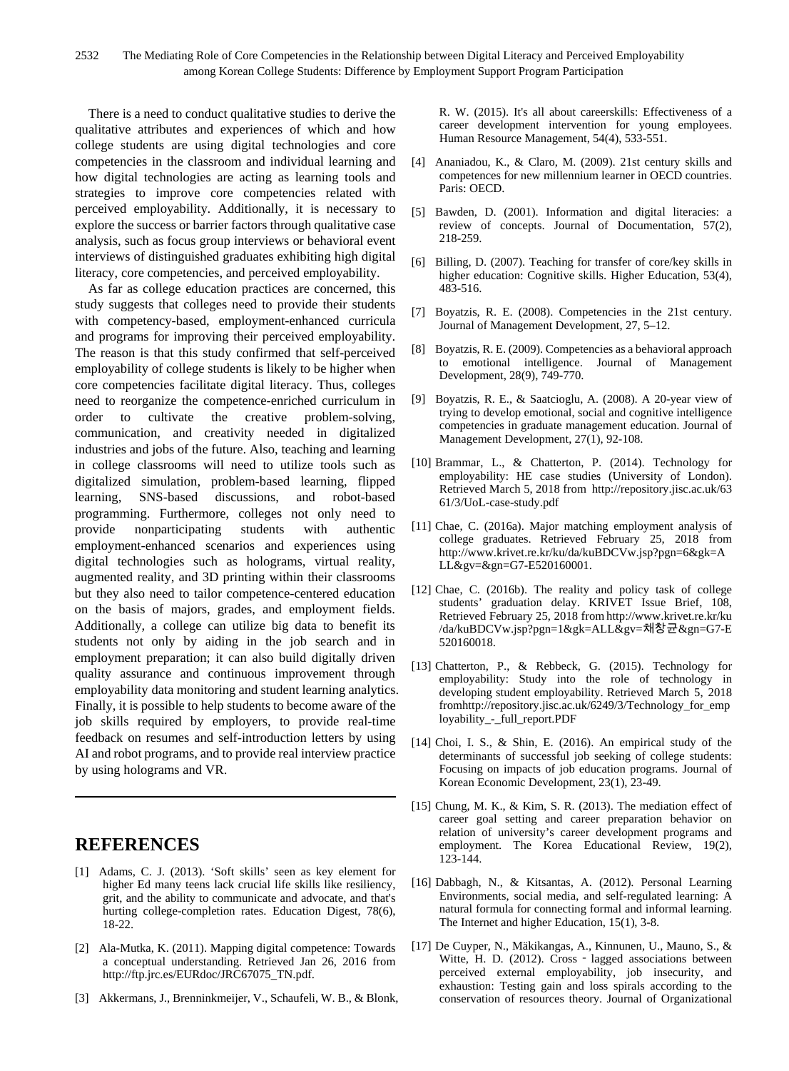There is a need to conduct qualitative studies to derive the qualitative attributes and experiences of which and how college students are using digital technologies and core competencies in the classroom and individual learning and how digital technologies are acting as learning tools and strategies to improve core competencies related with perceived employability. Additionally, it is necessary to explore the success or barrier factors through qualitative case analysis, such as focus group interviews or behavioral event interviews of distinguished graduates exhibiting high digital literacy, core competencies, and perceived employability.

As far as college education practices are concerned, this study suggests that colleges need to provide their students with competency-based, employment-enhanced curricula and programs for improving their perceived employability. The reason is that this study confirmed that self-perceived employability of college students is likely to be higher when core competencies facilitate digital literacy. Thus, colleges need to reorganize the competence-enriched curriculum in order to cultivate the creative problem-solving, communication, and creativity needed in digitalized industries and jobs of the future. Also, teaching and learning in college classrooms will need to utilize tools such as digitalized simulation, problem-based learning, flipped learning, SNS-based discussions, and robot-based programming. Furthermore, colleges not only need to provide nonparticipating students with authentic employment-enhanced scenarios and experiences using digital technologies such as holograms, virtual reality, augmented reality, and 3D printing within their classrooms but they also need to tailor competence-centered education on the basis of majors, grades, and employment fields. Additionally, a college can utilize big data to benefit its students not only by aiding in the job search and in employment preparation; it can also build digitally driven quality assurance and continuous improvement through employability data monitoring and student learning analytics. Finally, it is possible to help students to become aware of the job skills required by employers, to provide real-time feedback on resumes and self-introduction letters by using AI and robot programs, and to provide real interview practice by using holograms and VR.

---

## REFERENCES

[1] Adams, C. J. (2013). 'Soft skills' seen as key element for higher Ed many teens lack crucial life skills like resiliency, grit, and the ability to communicate and advocate, and that's hurting college-completion rates. Education Digest, 78(6), 18-22.

[2] Ala-Mutka, K. (2011). Mapping digital competence: Towards a conceptual understanding. Retrieved Jan 26, 2016 from http://ftp.jrc.es/EURdoc/JRC67075_TN.pdf.

[3] Akkermans, J., Brenninkmeijer, V., Schaufeli, W. B., & Blonk, R. W. (2015). It's all about careerskills: Effectiveness of a career development intervention for young employees. Human Resource Management, 54(4), 533-551.

[4] Ananiadou, K., & Claro, M. (2009). 21st century skills and competences for new millennium learner in OECD countries. Paris: OECD.

[5] Bawden, D. (2001). Information and digital literacies: a review of concepts. Journal of Documentation, 57(2), 218-259.

[6] Billing, D. (2007). Teaching for transfer of core/key skills in higher education: Cognitive skills. Higher Education, 53(4), 483-516.

[7] Boyatzis, R. E. (2008). Competencies in the 21st century. Journal of Management Development, 27, 5–12.

[8] Boyatzis, R. E. (2009). Competencies as a behavioral approach to emotional intelligence. Journal of Management Development, 28(9), 749-770.

[9] Boyatzis, R. E., & Saatcioglu, A. (2008). A 20-year view of trying to develop emotional, social and cognitive intelligence competencies in graduate management education. Journal of Management Development, 27(1), 92-108.

[10] Brammar, L., & Chatterton, P. (2014). Technology for employability: HE case studies (University of London). Retrieved March 5, 2018 from http://repository.jisc.ac.uk/6361/3/UoL-case-study.pdf

[11] Chae, C. (2016a). Major matching employment analysis of college graduates. Retrieved February 25, 2018 from http://www.krivet.re.kr/ku/da/kuBDCVw.jsp?pgn=6&gk=ALL&gv=&gn=G7-E520160001.

[12] Chae, C. (2016b). The reality and policy task of college students' graduation delay. KRIVET Issue Brief, 108, Retrieved February 25, 2018 from http://www.krivet.re.kr/ku/da/kuBDCVw.jsp?pgn=1&gk=ALL&gv=채창균&gn=G7-E520160018.

[13] Chatterton, P., & Rebbeck, G. (2015). Technology for employability: Study into the role of technology in developing student employability. Retrieved March 5, 2018 fromhttp://repository.jisc.ac.uk/6249/3/Technology_for_employability_-_full_report.PDF

[14] Choi, I. S., & Shin, E. (2016). An empirical study of the determinants of successful job seeking of college students: Focusing on impacts of job education programs. Journal of Korean Economic Development, 23(1), 23-49.

[15] Chung, M. K., & Kim, S. R. (2013). The mediation effect of career goal setting and career preparation behavior on relation of university's career development programs and employment. The Korea Educational Review, 19(2), 123-144.

[16] Dabbagh, N., & Kitsantas, A. (2012). Personal Learning Environments, social media, and self-regulated learning: A natural formula for connecting formal and informal learning. The Internet and higher Education, 15(1), 3-8.

[17] De Cuyper, N., Mäkikangas, A., Kinnunen, U., Mauno, S., & Witte, H. D. (2012). Cross‐lagged associations between perceived external employability, job insecurity, and exhaustion: Testing gain and loss spirals according to the conservation of resources theory. Journal of Organizational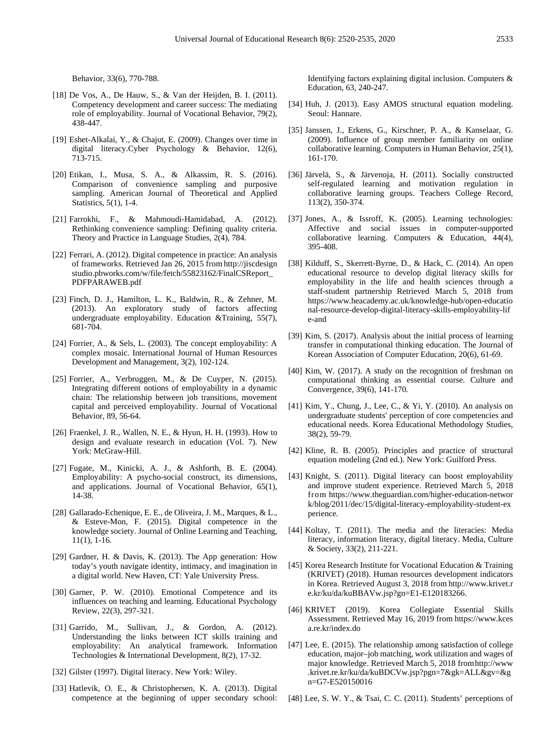Behavior, 33(6), 770-788.

[18] De Vos, A., De Hauw, S., & Van der Heijden, B. I. (2011). Competency development and career success: The mediating role of employability. Journal of Vocational Behavior, 79(2), 438-447.

[19] Eshet-Alkalai, Y., & Chajut, E. (2009). Changes over time in digital literacy.Cyber Psychology & Behavior, 12(6), 713-715.

[20] Etikan, I., Musa, S. A., & Alkassim, R. S. (2016). Comparison of convenience sampling and purposive sampling. American Journal of Theoretical and Applied Statistics, 5(1), 1-4.

[21] Farrokhi, F., & Mahmoudi-Hamidabad, A. (2012). Rethinking convenience sampling: Defining quality criteria. Theory and Practice in Language Studies, 2(4), 784.

[22] Ferrari, A. (2012). Digital competence in practice: An analysis of frameworks. Retrieved Jan 26, 2015 from http://jiscdesignstudio.pbworks.com/w/file/fetch/55823162/FinalCSReport_PDFPARAWEB.pdf

[23] Finch, D. J., Hamilton, L. K., Baldwin, R., & Zehner, M. (2013). An exploratory study of factors affecting undergraduate employability. Education &Training, 55(7), 681-704.

[24] Forrier, A., & Sels, L. (2003). The concept employability: A complex mosaic. International Journal of Human Resources Development and Management, 3(2), 102-124.

[25] Forrier, A., Verbruggen, M., & De Cuyper, N. (2015). Integrating different notions of employability in a dynamic chain: The relationship between job transitions, movement capital and perceived employability. Journal of Vocational Behavior, 89, 56-64.

[26] Fraenkel, J. R., Wallen, N. E., & Hyun, H. H. (1993). How to design and evaluate research in education (Vol. 7). New York: McGraw-Hill.

[27] Fugate, M., Kinicki, A. J., & Ashforth, B. E. (2004). Employability: A psycho-social construct, its dimensions, and applications. Journal of Vocational Behavior, 65(1), 14-38.

[28] Gallarado-Echenique, E. E., de Oliveira, J. M., Marques, & L., & Esteve-Mon, F. (2015). Digital competence in the knowledge society. Journal of Online Learning and Teaching, 11(1), 1-16.

[29] Gardner, H. & Davis, K. (2013). The App generation: How today's youth navigate identity, intimacy, and imagination in a digital world. New Haven, CT: Yale University Press.

[30] Garner, P. W. (2010). Emotional Competence and its influences on teaching and learning. Educational Psychology Review, 22(3), 297-321.

[31] Garrido, M., Sullivan, J., & Gordon, A. (2012). Understanding the links between ICT skills training and employability: An analytical framework. Information Technologies & International Development, 8(2), 17-32.

[32] Gilster (1997). Digital literacy. New York: Wiley.

[33] Hatlevik, O. E., & Christophersen, K. A. (2013). Digital competence at the beginning of upper secondary school: Identifying factors explaining digital inclusion. Computers & Education, 63, 240-247.

[34] Huh, J. (2013). Easy AMOS structural equation modeling. Seoul: Hannare.

[35] Janssen, J., Erkens, G., Kirschner, P. A., & Kanselaar, G. (2009). Influence of group member familiarity on online collaborative learning. Computers in Human Behavior, 25(1), 161-170.

[36] Järvelä, S., & Järvenoja, H. (2011). Socially constructed self-regulated learning and motivation regulation in collaborative learning groups. Teachers College Record, 113(2), 350-374.

[37] Jones, A., & Issroff, K. (2005). Learning technologies: Affective and social issues in computer-supported collaborative learning. Computers & Education, 44(4), 395-408.

[38] Kilduff, S., Skerrett-Byrne, D., & Hack, C. (2014). An open educational resource to develop digital literacy skills for employability in the life and health sciences through a staff-student partnership Retrieved March 5, 2018 from https://www.heacademy.ac.uk/knowledge-hub/open-educational-resource-develop-digital-literacy-skills-employability-life-and

[39] Kim, S. (2017). Analysis about the initial process of learning transfer in computational thinking education. The Journal of Korean Association of Computer Education, 20(6), 61-69.

[40] Kim, W. (2017). A study on the recognition of freshman on computational thinking as essential course. Culture and Convergence, 39(6), 141-170.

[41] Kim, Y., Chung, J., Lee, C., & Yi, Y. (2010). An analysis on undergraduate students' perception of core competencies and educational needs. Korea Educational Methodology Studies, 38(2), 59-79.

[42] Kline, R. B. (2005). Principles and practice of structural equation modeling (2nd ed.). New York: Guilford Press.

[43] Knight, S. (2011). Digital literacy can boost employability and improve student experience. Retrieved March 5, 2018 from https://www.theguardian.com/higher-education-network/blog/2011/dec/15/digital-literacy-employability-student-experience.

[44] Koltay, T. (2011). The media and the literacies: Media literacy, information literacy, digital literacy. Media, Culture & Society, 33(2), 211-221.

[45] Korea Research Institute for Vocational Education & Training (KRIVET) (2018). Human resources development indicators in Korea. Retrieved August 3, 2018 from http://www.krivet.re.kr/ku/da/kuBBAVw.jsp?gn=E1-E120183266.

[46] KRIVET (2019). Korea Collegiate Essential Skills Assessment. Retrieved May 16, 2019 from https://www.kcesa.re.kr/index.do

[47] Lee, E. (2015). The relationship among satisfaction of college education, major–job matching, work utilization and wages of major knowledge. Retrieved March 5, 2018 from http://www.krivet.re.kr/ku/da/kuBDCVw.jsp?pgn=7&gk=ALL&gv=&gn=G7-E520150016

[48] Lee, S. W. Y., & Tsai, C. C. (2011). Students' perceptions of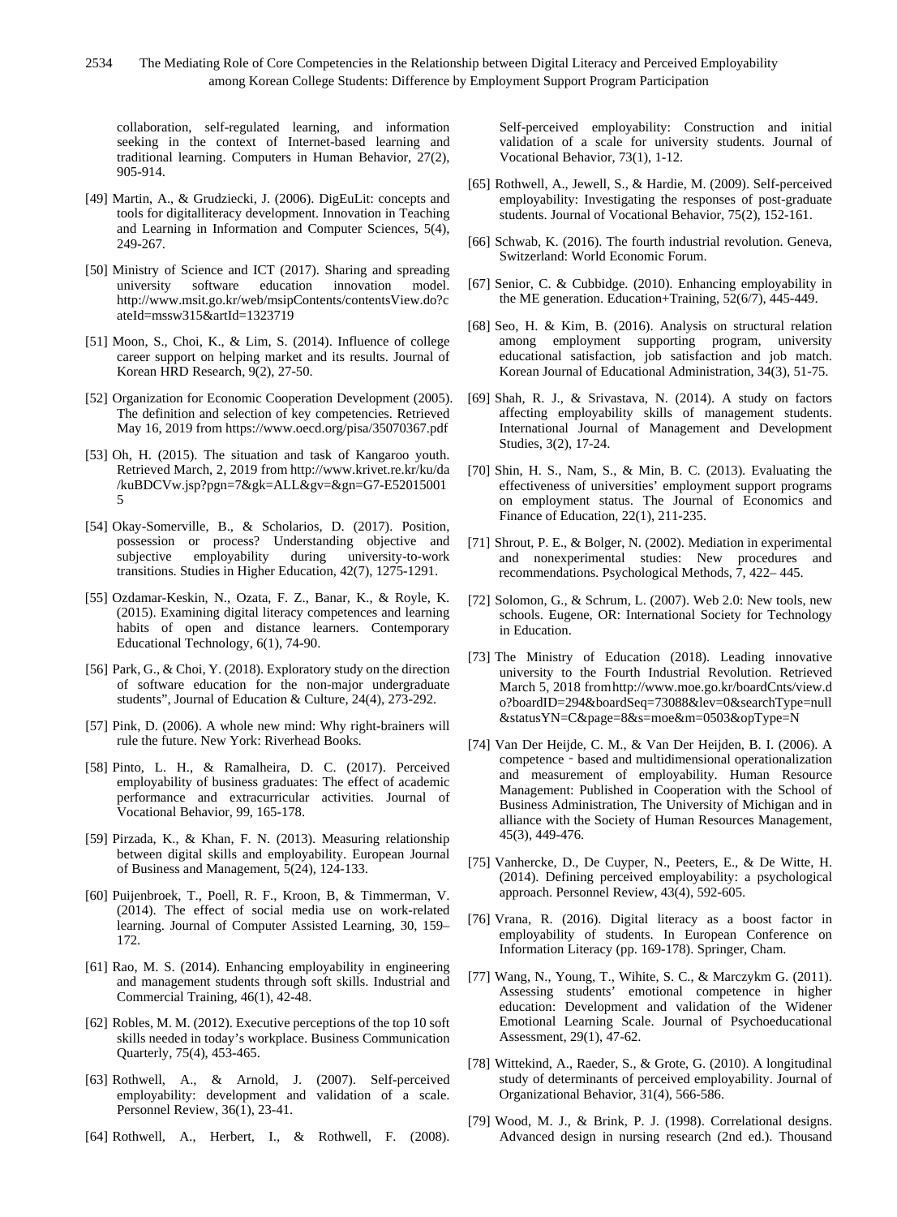collaboration, self-regulated learning, and information seeking in the context of Internet-based learning and traditional learning. Computers in Human Behavior, 27(2), 905-914.

[49] Martin, A., & Grudziecki, J. (2006). DigEuLit: concepts and tools for digitalliteracy development. Innovation in Teaching and Learning in Information and Computer Sciences, 5(4), 249-267.

[50] Ministry of Science and ICT (2017). Sharing and spreading university software education innovation model. http://www.msit.go.kr/web/msipContents/contentsView.do?cateId=mssw315&artId=1323719

[51] Moon, S., Choi, K., & Lim, S. (2014). Influence of college career support on helping market and its results. Journal of Korean HRD Research, 9(2), 27-50.

[52] Organization for Economic Cooperation Development (2005). The definition and selection of key competencies. Retrieved May 16, 2019 from https://www.oecd.org/pisa/35070367.pdf

[53] Oh, H. (2015). The situation and task of Kangaroo youth. Retrieved March, 2, 2019 from http://www.krivet.re.kr/ku/da/kuBDCVw.jsp?pgn=7&gk=ALL&gv=&gn=G7-E520150015

[54] Okay-Somerville, B., & Scholarios, D. (2017). Position, possession or process? Understanding objective and subjective employability during university-to-work transitions. Studies in Higher Education, 42(7), 1275-1291.

[55] Ozdamar-Keskin, N., Ozata, F. Z., Banar, K., & Royle, K. (2015). Examining digital literacy competences and learning habits of open and distance learners. Contemporary Educational Technology, 6(1), 74-90.

[56] Park, G., & Choi, Y. (2018). Exploratory study on the direction of software education for the non-major undergraduate students", Journal of Education & Culture, 24(4), 273-292.

[57] Pink, D. (2006). A whole new mind: Why right-brainers will rule the future. New York: Riverhead Books.

[58] Pinto, L. H., & Ramalheira, D. C. (2017). Perceived employability of business graduates: The effect of academic performance and extracurricular activities. Journal of Vocational Behavior, 99, 165-178.

[59] Pirzada, K., & Khan, F. N. (2013). Measuring relationship between digital skills and employability. European Journal of Business and Management, 5(24), 124-133.

[60] Puijenbroek, T., Poell, R. F., Kroon, B, & Timmerman, V. (2014). The effect of social media use on work-related learning. Journal of Computer Assisted Learning, 30, 159–172.

[61] Rao, M. S. (2014). Enhancing employability in engineering and management students through soft skills. Industrial and Commercial Training, 46(1), 42-48.

[62] Robles, M. M. (2012). Executive perceptions of the top 10 soft skills needed in today's workplace. Business Communication Quarterly, 75(4), 453-465.

[63] Rothwell, A., & Arnold, J. (2007). Self-perceived employability: development and validation of a scale. Personnel Review, 36(1), 23-41.

[64] Rothwell, A., Herbert, I., & Rothwell, F. (2008). Self-perceived employability: Construction and initial validation of a scale for university students. Journal of Vocational Behavior, 73(1), 1-12.

[65] Rothwell, A., Jewell, S., & Hardie, M. (2009). Self-perceived employability: Investigating the responses of post-graduate students. Journal of Vocational Behavior, 75(2), 152-161.

[66] Schwab, K. (2016). The fourth industrial revolution. Geneva, Switzerland: World Economic Forum.

[67] Senior, C. & Cubbidge. (2010). Enhancing employability in the ME generation. Education+Training, 52(6/7), 445-449.

[68] Seo, H. & Kim, B. (2016). Analysis on structural relation among employment supporting program, university educational satisfaction, job satisfaction and job match. Korean Journal of Educational Administration, 34(3), 51-75.

[69] Shah, R. J., & Srivastava, N. (2014). A study on factors affecting employability skills of management students. International Journal of Management and Development Studies, 3(2), 17-24.

[70] Shin, H. S., Nam, S., & Min, B. C. (2013). Evaluating the effectiveness of universities' employment support programs on employment status. The Journal of Economics and Finance of Education, 22(1), 211-235.

[71] Shrout, P. E., & Bolger, N. (2002). Mediation in experimental and nonexperimental studies: New procedures and recommendations. Psychological Methods, 7, 422– 445.

[72] Solomon, G., & Schrum, L. (2007). Web 2.0: New tools, new schools. Eugene, OR: International Society for Technology in Education.

[73] The Ministry of Education (2018). Leading innovative university to the Fourth Industrial Revolution. Retrieved March 5, 2018 from http://www.moe.go.kr/boardCnts/view.do?boardID=294&boardSeq=73088&lev=0&searchType=null&statusYN=C&page=8&s=moe&m=0503&opType=N

[74] Van Der Heijde, C. M., & Van Der Heijden, B. I. (2006). A competence‐based and multidimensional operationalization and measurement of employability. Human Resource Management: Published in Cooperation with the School of Business Administration, The University of Michigan and in alliance with the Society of Human Resources Management, 45(3), 449-476.

[75] Vanhercke, D., De Cuyper, N., Peeters, E., & De Witte, H. (2014). Defining perceived employability: a psychological approach. Personnel Review, 43(4), 592-605.

[76] Vrana, R. (2016). Digital literacy as a boost factor in employability of students. In European Conference on Information Literacy (pp. 169-178). Springer, Cham.

[77] Wang, N., Young, T., Wihite, S. C., & Marczykm G. (2011). Assessing students' emotional competence in higher education: Development and validation of the Widener Emotional Learning Scale. Journal of Psychoeducational Assessment, 29(1), 47-62.

[78] Wittekind, A., Raeder, S., & Grote, G. (2010). A longitudinal study of determinants of perceived employability. Journal of Organizational Behavior, 31(4), 566-586.

[79] Wood, M. J., & Brink, P. J. (1998). Correlational designs. Advanced design in nursing research (2nd ed.). Thousand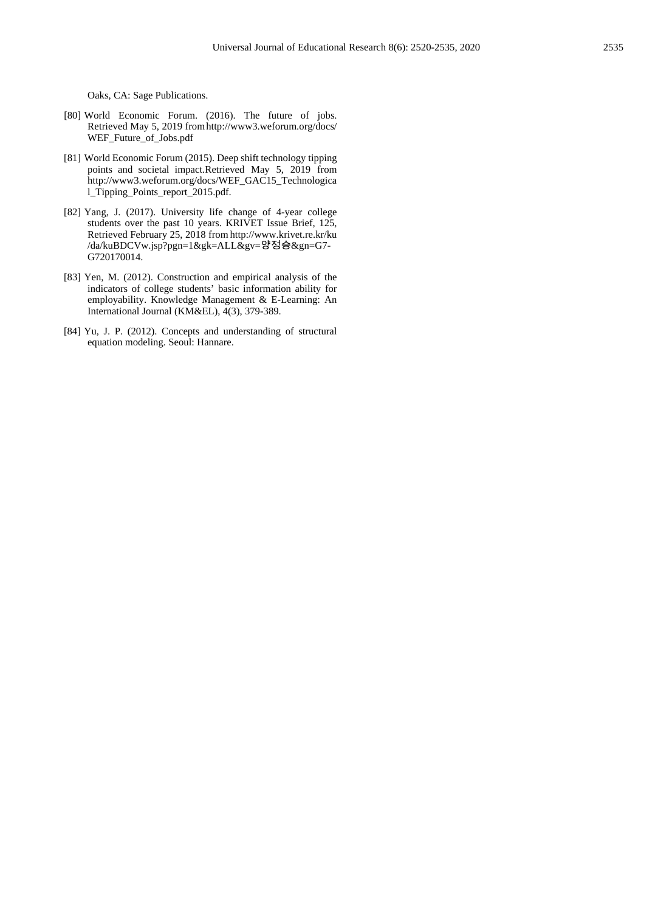Oaks, CA: Sage Publications.

[80] World Economic Forum. (2016). The future of jobs. Retrieved May 5, 2019 from http://www3.weforum.org/docs/WEF_Future_of_Jobs.pdf

[81] World Economic Forum (2015). Deep shift technology tipping points and societal impact.Retrieved May 5, 2019 from http://www3.weforum.org/docs/WEF_GAC15_Technological_Tipping_Points_report_2015.pdf.

[82] Yang, J. (2017). University life change of 4-year college students over the past 10 years. KRIVET Issue Brief, 125, Retrieved February 25, 2018 from http://www.krivet.re.kr/ku/da/kuBDCVw.jsp?pgn=1&gk=ALL&gv=양정승&gn=G7-G720170014.

[83] Yen, M. (2012). Construction and empirical analysis of the indicators of college students' basic information ability for employability. Knowledge Management & E-Learning: An International Journal (KM&EL), 4(3), 379-389.

[84] Yu, J. P. (2012). Concepts and understanding of structural equation modeling. Seoul: Hannare.